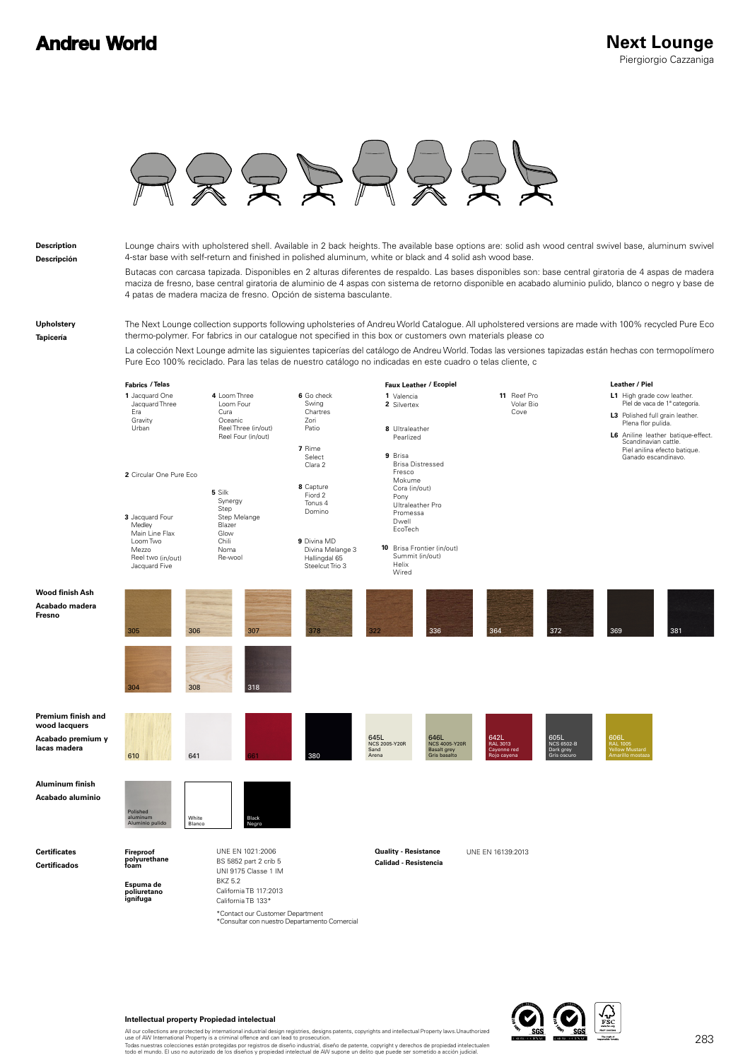# Andreu World

# Next Lounge

Piergiorgio Cazzaniga

**Description**
**Descripción**

Lounge chairs with upholstered shell. Available in 2 back heights. The available base options are: solid ash wood central swivel base, aluminum swivel 4-star base with self-return and finished in polished aluminum, white or black and 4 solid ash wood base.

Butacas con carcasa tapizada. Disponibles en 2 alturas diferentes de respaldo. Las bases disponibles son: base central giratoria de 4 aspas de madera maciza de fresno, base central giratoria de aluminio de 4 aspas con sistema de retorno disponible en acabado aluminio pulido, blanco o negro y base de 4 patas de madera maciza de fresno. Opción de sistema basculante.

**Upholstery**
**Tapicería**

The Next Lounge collection supports following upholsteries of Andreu World Catalogue. All upholstered versions are made with 100% recycled Pure Eco thermo-polymer. For fabrics in our catalogue not specified in this box or customers own materials please co

La colección Next Lounge admite las siguientes tapicerías del catálogo de Andreu World. Todas las versiones tapizadas están hechas con termopolímero Pure Eco 100% reciclado. Para las telas de nuestro catálogo no indicadas en este cuadro o telas cliente, c

**Fabrics / Telas**

**1** Jacquard One, Jacquard Three, Era, Gravity, Urban

**2** Circular One Pure Eco

**3** Jacquard Four, Medley, Main Line Flax, Loom Two, Mezzo, Reel two (in/out), Jacquard Five

**4** Loom Three, Loom Four, Cura, Oceanic, Reel Three (in/out), Reel Four (in/out)

**5** Silk, Synergy, Step, Step Melange, Blazer, Glow, Chili, Noma, Re-wool

**6** Go check, Swing, Chartres, Zori, Patio

**7** Rime, Select, Clara 2

**8** Capture, Fiord 2, Tonus 4, Domino

**9** Divina MD, Divina Melange 3, Hallingdal 65, Steelcut Trio 3

**Faux Leather / Ecopiel**

**1** Valencia

**2** Silvertex

**8** Ultraleather, Pearlized

**9** Brisa, Brisa Distressed, Fresco, Mokume, Cora (in/out), Pony, Ultraleather Pro, Promessa, Dwell, EcoTech

**10** Brisa Frontier (in/out), Summit (in/out), Helix, Wired

**11** Reef Pro, Volar Bio, Cove

**Leather / Piel**

**L1** High grade cow leather. Piel de vaca de 1ª categoría.

**L3** Polished full grain leather. Plena flor pulida.

**L6** Aniline leather batique-effect. Scandinavian cattle. Piel anilina efecto batique. Ganado escandinavo.

**Wood finish Ash**
**Acabado madera Fresno**

305, 306, 307, 378, 322, 336, 364, 372, 369, 381, 304, 308, 318

**Premium finish and wood lacquers**
**Acabado premium y lacas madera**

610, 641, 661, 380, 645L NCS 2005-Y20R Sand Arena, 646L NCS 4005-Y20R Basalt grey Gris basalto, 642L RAL 3013 Cayenne red Rojo cayena, 605L NCS 6502-B Dark grey Gris oscuro, 606L RAL 1005 Yellow Mustard Amarillo mostaza

**Aluminum finish**
**Acabado aluminio**

Polished aluminum / Aluminio pulido, White / Blanco, Black / Negro

**Certificates**
**Certificados**

**Fireproof polyurethane foam**
**Espuma de poliuretano ignífuga**

UNE EN 1021:2006
BS 5852 part 2 crib 5
UNI 9175 Classe 1 IM
BKZ 5.2
California TB 117:2013
California TB 133*

*Contact our Customer Department
*Consultar con nuestro Departamento Comercial

**Quality - Resistance**
**Calidad - Resistencia**

UNE EN 16139:2013

**Intellectual property Propiedad intelectual**

All our collections are protected by international industrial design registries, designs patents, copyrights and intellectual Property laws.Unauthorized use of AW International Property is a criminal offence and can lead to prosecution.
Todas nuestras colecciones están protegidas por registros de diseño industrial, diseño de patente, copyright y derechos de propiedad intelectualen todo el mundo. El uso no autorizado de los diseños y propiedad intelectual de AW supone un delito que puede ser sometido a acción judicial.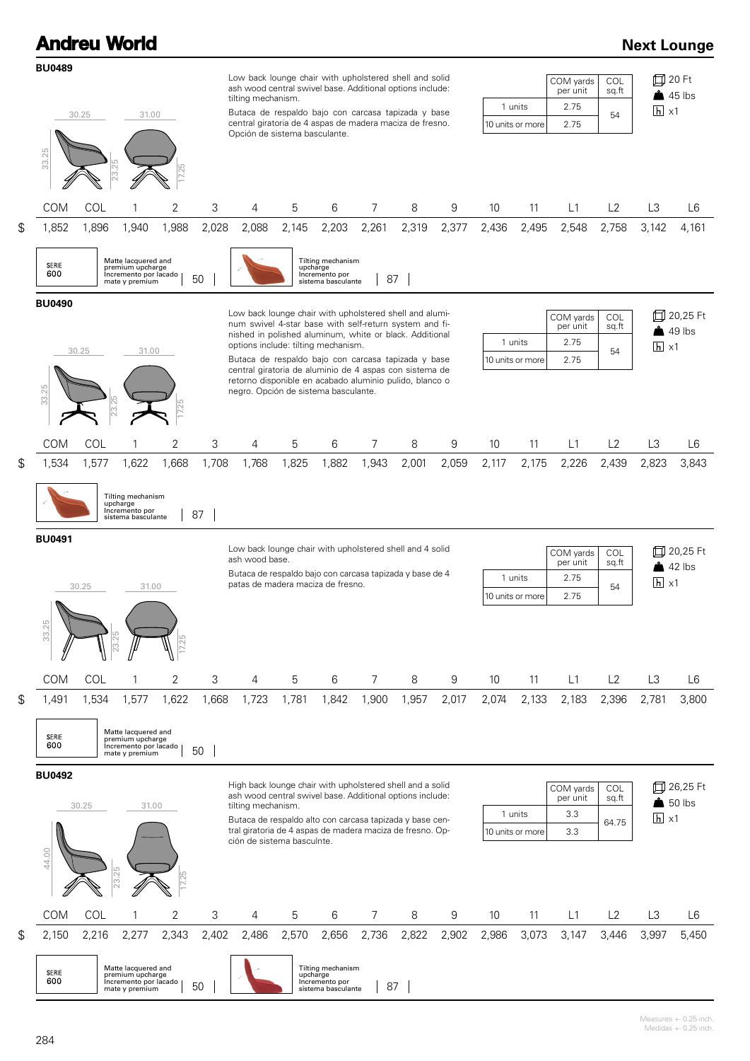## BU0489

Dimensions: 30.25 / 31.00 / 33.25 / 23.25 / 17.25

Low back lounge chair with upholstered shell and solid ash wood central swivel base. Additional options include: tilting mechanism.

Butaca de respaldo bajo con carcasa tapizada y base central giratoria de 4 aspas de madera maciza de fresno. Opción de sistema basculante.

| | COM yards per unit | COL sq.ft |
|---|---|---|
| 1 units | 2.75 | 54 |
| 10 units or more | 2.75 | |

20 Ft
45 lbs
x1

| | COM | COL | 1 | 2 | 3 | 4 | 5 | 6 | 7 | 8 | 9 | 10 | 11 | L1 | L2 | L3 | L6 |
|---|---|---|---|---|---|---|---|---|---|---|---|---|---|---|---|---|---|
| $ | 1,852 | 1,896 | 1,940 | 1,988 | 2,028 | 2,088 | 2,145 | 2,203 | 2,261 | 2,319 | 2,377 | 2,436 | 2,495 | 2,548 | 2,758 | 3,142 | 4,161 |

SERIE 600 — Matte lacquered and premium upcharge / Incremento por lacado mate y premium: 50

Tilting mechanism upcharge / Incremento por sistema basculante: 87

## BU0490

Dimensions: 30.25 / 31.00 / 33.25 / 23.25 / 17.25

Low back lounge chair with upholstered shell and aluminum swivel 4-star base with self-return system and finished in polished aluminum, white or black. Additional options include: tilting mechanism.

Butaca de respaldo bajo con carcasa tapizada y base central giratoria de aluminio de 4 aspas con sistema de retorno disponible en acabado aluminio pulido, blanco o negro. Opción de sistema basculante.

| | COM yards per unit | COL sq.ft |
|---|---|---|
| 1 units | 2.75 | 54 |
| 10 units or more | 2.75 | |

20,25 Ft
49 lbs
x1

| | COM | COL | 1 | 2 | 3 | 4 | 5 | 6 | 7 | 8 | 9 | 10 | 11 | L1 | L2 | L3 | L6 |
|---|---|---|---|---|---|---|---|---|---|---|---|---|---|---|---|---|---|
| $ | 1,534 | 1,577 | 1,622 | 1,668 | 1,708 | 1,768 | 1,825 | 1,882 | 1,943 | 2,001 | 2,059 | 2,117 | 2,175 | 2,226 | 2,439 | 2,823 | 3,843 |

Tilting mechanism upcharge / Incremento por sistema basculante: 87

## BU0491

Dimensions: 30.25 / 31.00 / 33.25 / 23.25 / 17.25

Low back lounge chair with upholstered shell and 4 solid ash wood base.

Butaca de respaldo bajo con carcasa tapizada y base de 4 patas de madera maciza de fresno.

| | COM yards per unit | COL sq.ft |
|---|---|---|
| 1 units | 2.75 | 54 |
| 10 units or more | 2.75 | |

20,25 Ft
42 lbs
x1

| | COM | COL | 1 | 2 | 3 | 4 | 5 | 6 | 7 | 8 | 9 | 10 | 11 | L1 | L2 | L3 | L6 |
|---|---|---|---|---|---|---|---|---|---|---|---|---|---|---|---|---|---|
| $ | 1,491 | 1,534 | 1,577 | 1,622 | 1,668 | 1,723 | 1,781 | 1,842 | 1,900 | 1,957 | 2,017 | 2,074 | 2,133 | 2,183 | 2,396 | 2,781 | 3,800 |

SERIE 600 — Matte lacquered and premium upcharge / Incremento por lacado mate y premium: 50

## BU0492

Dimensions: 30.25 / 31.00 / 44.00 / 23.25 / 17.25

High back lounge chair with upholstered shell and a solid ash wood central swivel base. Additional options include: tilting mechanism.

Butaca de respaldo alto con carcasa tapizada y base central giratoria de 4 aspas de madera maciza de fresno. Opción de sistema basculnte.

| | COM yards per unit | COL sq.ft |
|---|---|---|
| 1 units | 3.3 | 64.75 |
| 10 units or more | 3.3 | |

26,25 Ft
50 lbs
x1

| | COM | COL | 1 | 2 | 3 | 4 | 5 | 6 | 7 | 8 | 9 | 10 | 11 | L1 | L2 | L3 | L6 |
|---|---|---|---|---|---|---|---|---|---|---|---|---|---|---|---|---|---|
| $ | 2,150 | 2,216 | 2,277 | 2,343 | 2,402 | 2,486 | 2,570 | 2,656 | 2,736 | 2,822 | 2,902 | 2,986 | 3,073 | 3,147 | 3,446 | 3,997 | 5,450 |

SERIE 600 — Matte lacquered and premium upcharge / Incremento por lacado mate y premium: 50

Tilting mechanism upcharge / Incremento por sistema basculante: 87

Measures +- 0.25 inch.
Medidas +- 0.25 inch.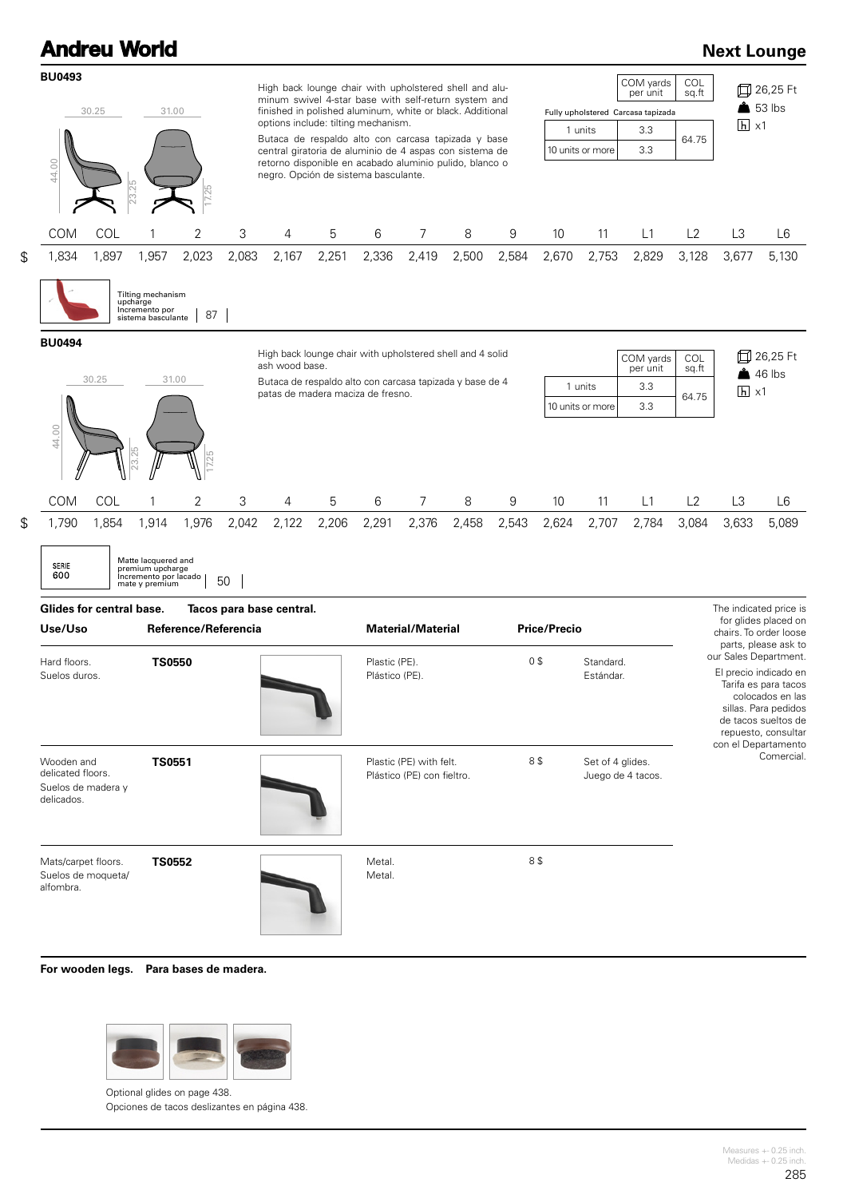# Next Lounge

## BU0493

30.25 | 31.00 | 44.00 | 23.25 | 17.25

High back lounge chair with upholstered shell and aluminum swivel 4-star base with self-return system and finished in polished aluminum, white or black. Additional options include: tilting mechanism.

Butaca de respaldo alto con carcasa tapizada y base central giratoria de aluminio de 4 aspas con sistema de retorno disponible en acabado aluminio pulido, blanco o negro. Opción de sistema basculante.

| Fully upholstered Carcasa tapizada | COM yards per unit | COL sq.ft |
|---|---|---|
| 1 units | 3.3 | 64.75 |
| 10 units or more | 3.3 | |

26,25 Ft
53 lbs
x1

| | COM | COL | 1 | 2 | 3 | 4 | 5 | 6 | 7 | 8 | 9 | 10 | 11 | L1 | L2 | L3 | L6 |
|---|---|---|---|---|---|---|---|---|---|---|---|---|---|---|---|---|---|
| $ | 1,834 | 1,897 | 1,957 | 2,023 | 2,083 | 2,167 | 2,251 | 2,336 | 2,419 | 2,500 | 2,584 | 2,670 | 2,753 | 2,829 | 3,128 | 3,677 | 5,130 |

Tilting mechanism upcharge
Incremento por sistema basculante | 87

## BU0494

30.25 | 31.00 | 44.00 | 23.25 | 17.25

High back lounge chair with upholstered shell and 4 solid ash wood base.

Butaca de respaldo alto con carcasa tapizada y base de 4 patas de madera maciza de fresno.

| | COM yards per unit | COL sq.ft |
|---|---|---|
| 1 units | 3.3 | 64.75 |
| 10 units or more | 3.3 | |

26,25 Ft
46 lbs
x1

| | COM | COL | 1 | 2 | 3 | 4 | 5 | 6 | 7 | 8 | 9 | 10 | 11 | L1 | L2 | L3 | L6 |
|---|---|---|---|---|---|---|---|---|---|---|---|---|---|---|---|---|---|
| $ | 1,790 | 1,854 | 1,914 | 1,976 | 2,042 | 2,122 | 2,206 | 2,291 | 2,376 | 2,458 | 2,543 | 2,624 | 2,707 | 2,784 | 3,084 | 3,633 | 5,089 |

SERIE 600

Matte lacquered and premium upcharge
Incremento por lacado mate y premium | 50

### Glides for central base. Tacos para base central.

| Use/Uso | Reference/Referencia | Material/Material | Price/Precio | |
|---|---|---|---|---|
| Hard floors. Suelos duros. | **TS0550** | Plastic (PE). Plástico (PE). | 0 $ | Standard. Estándar. |
| Wooden and delicated floors. Suelos de madera y delicados. | **TS0551** | Plastic (PE) with felt. Plástico (PE) con fieltro. | 8 $ | Set of 4 glides. Juego de 4 tacos. |
| Mats/carpet floors. Suelos de moqueta/ alfombra. | **TS0552** | Metal. Metal. | 8 $ | |

The indicated price is for glides placed on chairs. To order loose parts, please ask to our Sales Department.

El precio indicado en Tarifa es para tacos colocados en las sillas. Para pedidos de tacos sueltos de repuesto, consultar con el Departamento Comercial.

### For wooden legs. Para bases de madera.

Optional glides on page 438.
Opciones de tacos deslizantes en página 438.

Measures +- 0.25 inch.
Medidas +- 0.25 inch.